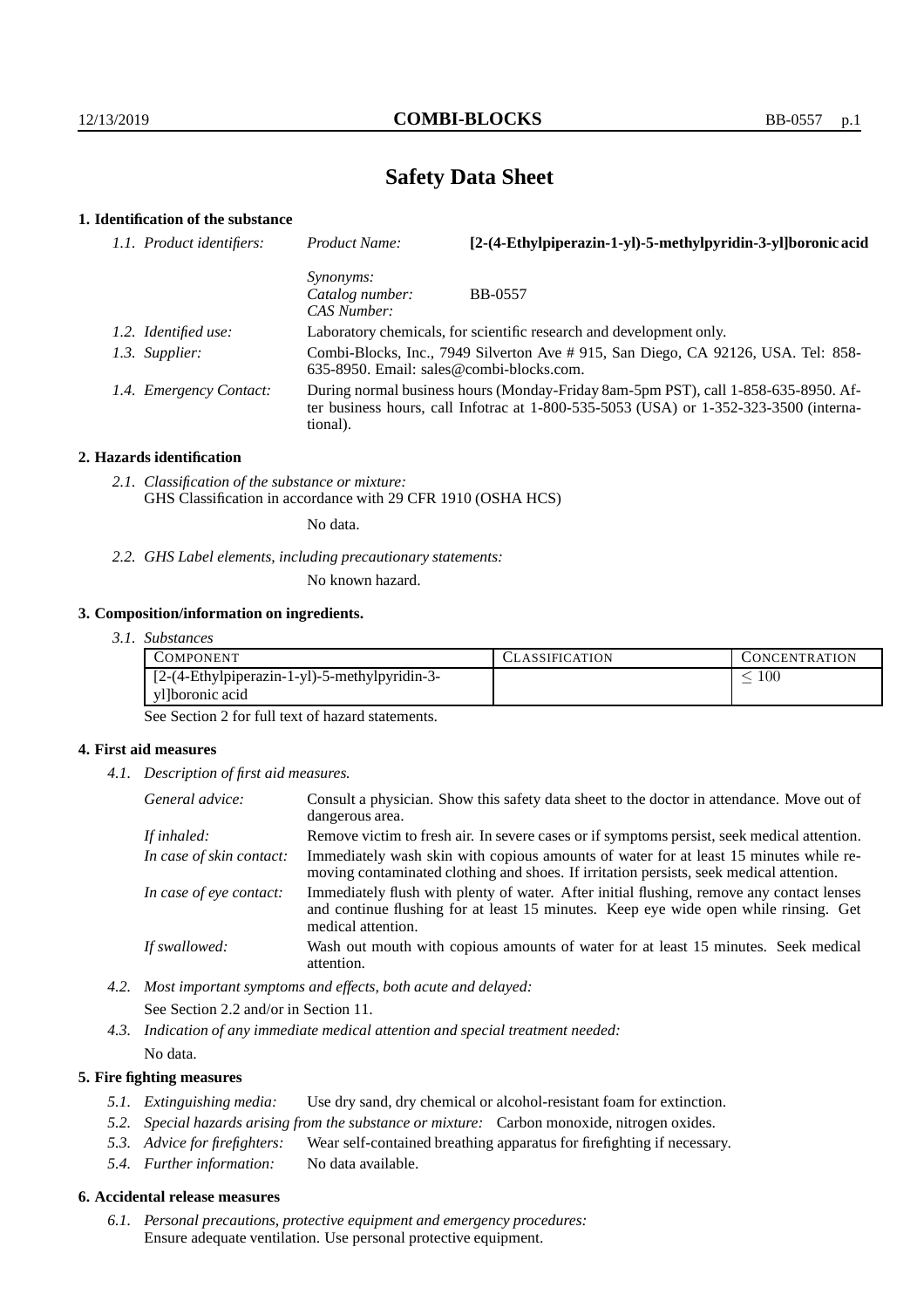# Safety Data Sheet

## 1. Identification of the substance

*1.1. Product identifiers:* *Product Name:* **[2-(4-Ethylpiperazin-1-yl)-5-methylpyridin-3-yl]boronic acid**

*Synonyms:*
*Catalog number:* BB-0557
*CAS Number:*

*1.2. Identified use:* Laboratory chemicals, for scientific research and development only.

*1.3. Supplier:* Combi-Blocks, Inc., 7949 Silverton Ave # 915, San Diego, CA 92126, USA. Tel: 858-635-8950. Email: sales@combi-blocks.com.

*1.4. Emergency Contact:* During normal business hours (Monday-Friday 8am-5pm PST), call 1-858-635-8950. After business hours, call Infotrac at 1-800-535-5053 (USA) or 1-352-323-3500 (international).

## 2. Hazards identification

*2.1. Classification of the substance or mixture:*
GHS Classification in accordance with 29 CFR 1910 (OSHA HCS)

No data.

*2.2. GHS Label elements, including precautionary statements:*

No known hazard.

## 3. Composition/information on ingredients.

*3.1. Substances*

| COMPONENT | CLASSIFICATION | CONCENTRATION |
|---|---|---|
| [2-(4-Ethylpiperazin-1-yl)-5-methylpyridin-3-yl]boronic acid | | $\leq 100$ |

See Section 2 for full text of hazard statements.

## 4. First aid measures

*4.1. Description of first aid measures.*

*General advice:* Consult a physician. Show this safety data sheet to the doctor in attendance. Move out of dangerous area.

*If inhaled:* Remove victim to fresh air. In severe cases or if symptoms persist, seek medical attention.

*In case of skin contact:* Immediately wash skin with copious amounts of water for at least 15 minutes while removing contaminated clothing and shoes. If irritation persists, seek medical attention.

*In case of eye contact:* Immediately flush with plenty of water. After initial flushing, remove any contact lenses and continue flushing for at least 15 minutes. Keep eye wide open while rinsing. Get medical attention.

*If swallowed:* Wash out mouth with copious amounts of water for at least 15 minutes. Seek medical attention.

*4.2. Most important symptoms and effects, both acute and delayed:*

See Section 2.2 and/or in Section 11.

*4.3. Indication of any immediate medical attention and special treatment needed:*

No data.

## 5. Fire fighting measures

*5.1. Extinguishing media:* Use dry sand, dry chemical or alcohol-resistant foam for extinction.

*5.2. Special hazards arising from the substance or mixture:* Carbon monoxide, nitrogen oxides.

*5.3. Advice for firefighters:* Wear self-contained breathing apparatus for firefighting if necessary.

*5.4. Further information:* No data available.

## 6. Accidental release measures

*6.1. Personal precautions, protective equipment and emergency procedures:*
Ensure adequate ventilation. Use personal protective equipment.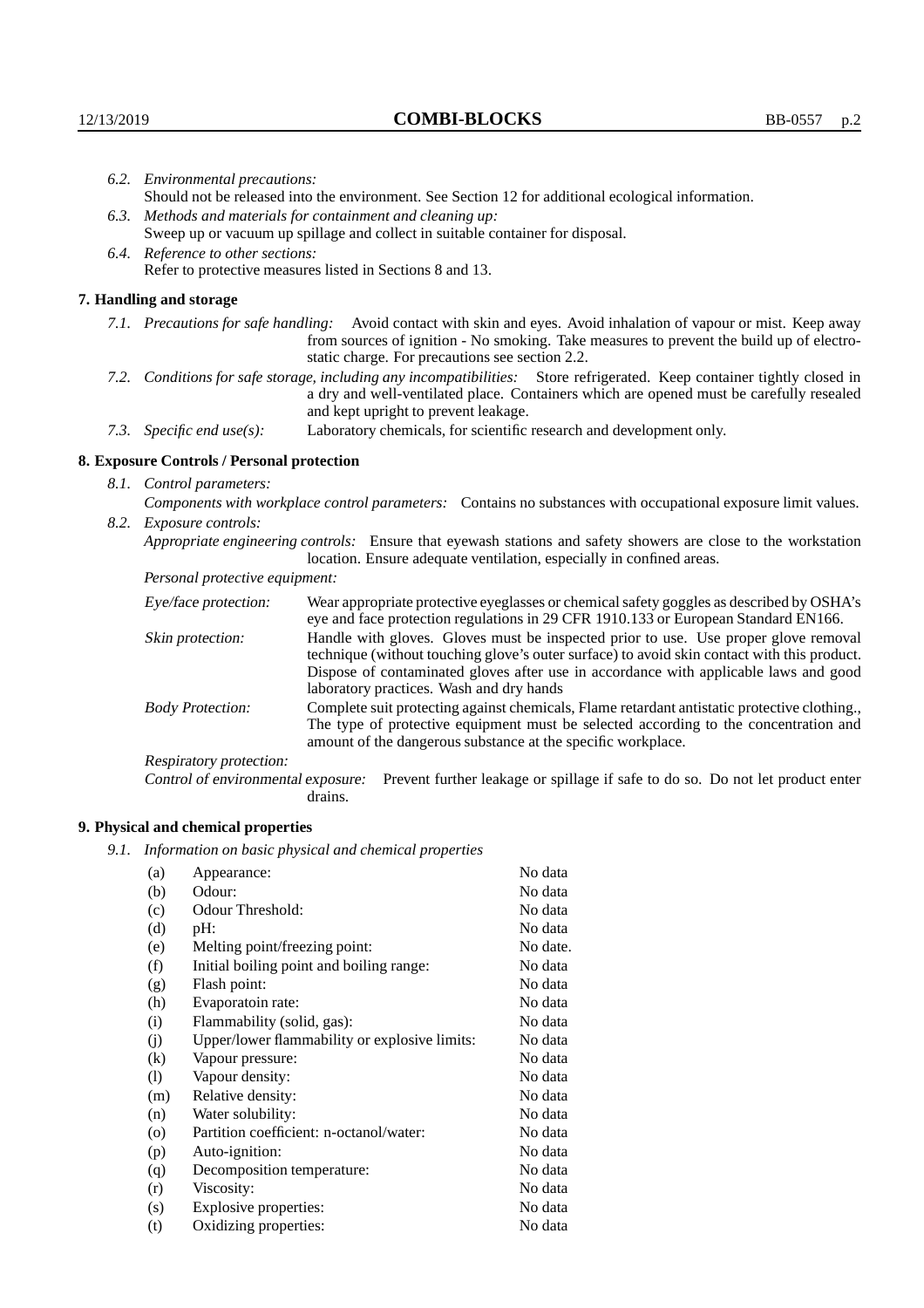*6.2. Environmental precautions:*
Should not be released into the environment. See Section 12 for additional ecological information.

*6.3. Methods and materials for containment and cleaning up:*
Sweep up or vacuum up spillage and collect in suitable container for disposal.

*6.4. Reference to other sections:*
Refer to protective measures listed in Sections 8 and 13.

## 7. Handling and storage

*7.1. Precautions for safe handling:* Avoid contact with skin and eyes. Avoid inhalation of vapour or mist. Keep away from sources of ignition - No smoking. Take measures to prevent the build up of electrostatic charge. For precautions see section 2.2.

*7.2. Conditions for safe storage, including any incompatibilities:* Store refrigerated. Keep container tightly closed in a dry and well-ventilated place. Containers which are opened must be carefully resealed and kept upright to prevent leakage.

*7.3. Specific end use(s):* Laboratory chemicals, for scientific research and development only.

## 8. Exposure Controls / Personal protection

*8.1. Control parameters:*
*Components with workplace control parameters:* Contains no substances with occupational exposure limit values.

*8.2. Exposure controls:*
*Appropriate engineering controls:* Ensure that eyewash stations and safety showers are close to the workstation location. Ensure adequate ventilation, especially in confined areas.

*Personal protective equipment:*

*Eye/face protection:* Wear appropriate protective eyeglasses or chemical safety goggles as described by OSHA's eye and face protection regulations in 29 CFR 1910.133 or European Standard EN166.

*Skin protection:* Handle with gloves. Gloves must be inspected prior to use. Use proper glove removal technique (without touching glove's outer surface) to avoid skin contact with this product. Dispose of contaminated gloves after use in accordance with applicable laws and good laboratory practices. Wash and dry hands

*Body Protection:* Complete suit protecting against chemicals, Flame retardant antistatic protective clothing., The type of protective equipment must be selected according to the concentration and amount of the dangerous substance at the specific workplace.

*Respiratory protection:*

*Control of environmental exposure:* Prevent further leakage or spillage if safe to do so. Do not let product enter drains.

## 9. Physical and chemical properties

*9.1. Information on basic physical and chemical properties*

| | | |
|---|---|---|
| (a) | Appearance: | No data |
| (b) | Odour: | No data |
| (c) | Odour Threshold: | No data |
| (d) | pH: | No data |
| (e) | Melting point/freezing point: | No date. |
| (f) | Initial boiling point and boiling range: | No data |
| (g) | Flash point: | No data |
| (h) | Evaporatoin rate: | No data |
| (i) | Flammability (solid, gas): | No data |
| (j) | Upper/lower flammability or explosive limits: | No data |
| (k) | Vapour pressure: | No data |
| (l) | Vapour density: | No data |
| (m) | Relative density: | No data |
| (n) | Water solubility: | No data |
| (o) | Partition coefficient: n-octanol/water: | No data |
| (p) | Auto-ignition: | No data |
| (q) | Decomposition temperature: | No data |
| (r) | Viscosity: | No data |
| (s) | Explosive properties: | No data |
| (t) | Oxidizing properties: | No data |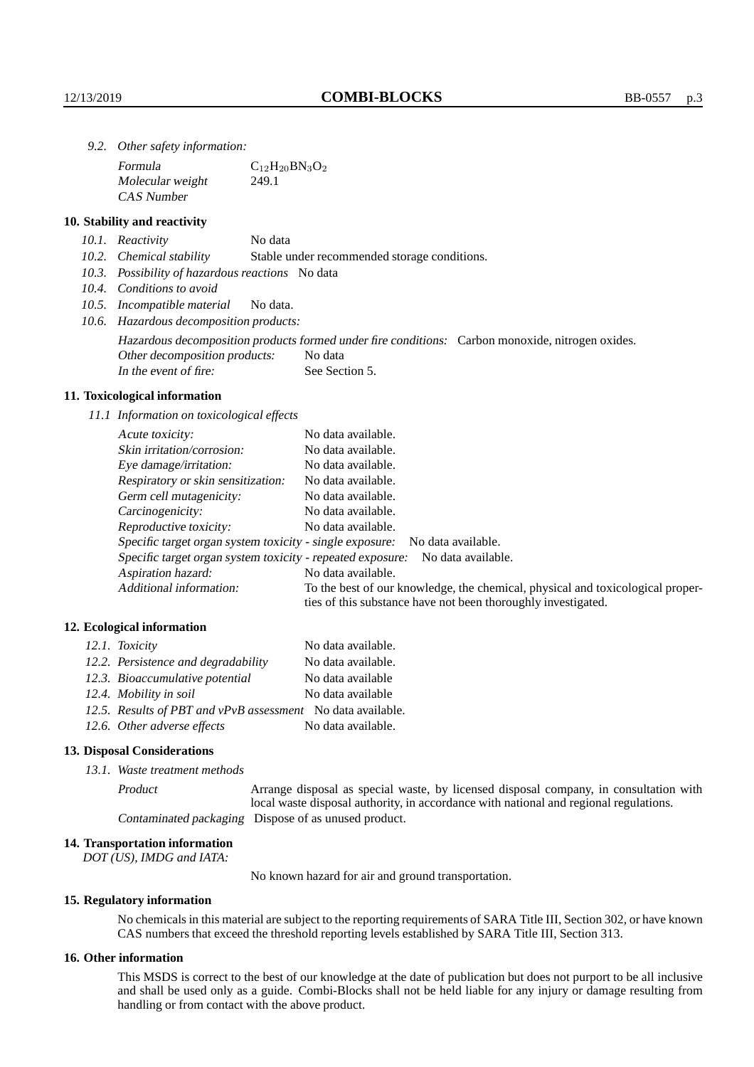*9.2. Other safety information:*

| | |
|---|---|
| *Formula* | $C_{12}H_{20}BN_3O_2$ |
| *Molecular weight* | 249.1 |
| *CAS Number* | |

## 10. Stability and reactivity

*10.1. Reactivity* No data

*10.2. Chemical stability* Stable under recommended storage conditions.

*10.3. Possibility of hazardous reactions* No data

*10.4. Conditions to avoid*

*10.5. Incompatible material* No data.

*10.6. Hazardous decomposition products:*

*Hazardous decomposition products formed under fire conditions:* Carbon monoxide, nitrogen oxides.

*Other decomposition products:* No data

*In the event of fire:* See Section 5.

## 11. Toxicological information

*11.1 Information on toxicological effects*

| | |
|---|---|
| *Acute toxicity:* | No data available. |
| *Skin irritation/corrosion:* | No data available. |
| *Eye damage/irritation:* | No data available. |
| *Respiratory or skin sensitization:* | No data available. |
| *Germ cell mutagenicity:* | No data available. |
| *Carcinogenicity:* | No data available. |
| *Reproductive toxicity:* | No data available. |
| *Specific target organ system toxicity - single exposure:* | No data available. |
| *Specific target organ system toxicity - repeated exposure:* | No data available. |
| *Aspiration hazard:* | No data available. |
| *Additional information:* | To the best of our knowledge, the chemical, physical and toxicological properties of this substance have not been thoroughly investigated. |

## 12. Ecological information

| | |
|---|---|
| *12.1. Toxicity* | No data available. |
| *12.2. Persistence and degradability* | No data available. |
| *12.3. Bioaccumulative potential* | No data available |
| *12.4. Mobility in soil* | No data available |
| *12.5. Results of PBT and vPvB assessment* | No data available. |
| *12.6. Other adverse effects* | No data available. |

## 13. Disposal Considerations

*13.1. Waste treatment methods*

*Product* Arrange disposal as special waste, by licensed disposal company, in consultation with local waste disposal authority, in accordance with national and regional regulations.

*Contaminated packaging* Dispose of as unused product.

## 14. Transportation information

*DOT (US), IMDG and IATA:*

No known hazard for air and ground transportation.

## 15. Regulatory information

No chemicals in this material are subject to the reporting requirements of SARA Title III, Section 302, or have known CAS numbers that exceed the threshold reporting levels established by SARA Title III, Section 313.

## 16. Other information

This MSDS is correct to the best of our knowledge at the date of publication but does not purport to be all inclusive and shall be used only as a guide. Combi-Blocks shall not be held liable for any injury or damage resulting from handling or from contact with the above product.